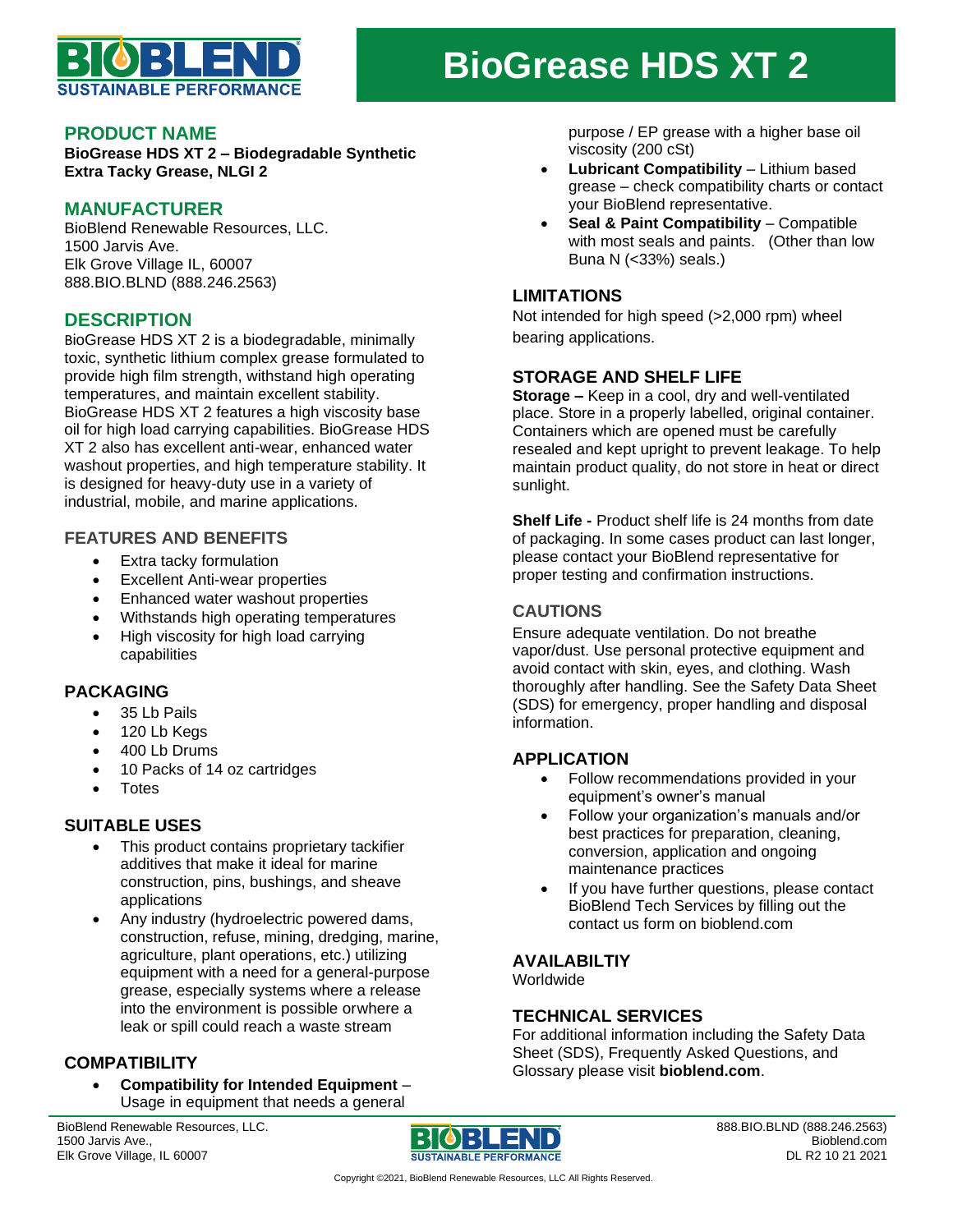# BioGrease HDS XT 2

## PRODUCT NAME

**BioGrease HDS XT 2 – Biodegradable Synthetic Extra Tacky Grease, NLGI 2**

## MANUFACTURER

BioBlend Renewable Resources, LLC.
1500 Jarvis Ave.
Elk Grove Village IL, 60007
888.BIO.BLND (888.246.2563)

## DESCRIPTION

BioGrease HDS XT 2 is a biodegradable, minimally toxic, synthetic lithium complex grease formulated to provide high film strength, withstand high operating temperatures, and maintain excellent stability. BioGrease HDS XT 2 features a high viscosity base oil for high load carrying capabilities. BioGrease HDS XT 2 also has excellent anti-wear, enhanced water washout properties, and high temperature stability. It is designed for heavy-duty use in a variety of industrial, mobile, and marine applications.

### FEATURES AND BENEFITS

- Extra tacky formulation
- Excellent Anti-wear properties
- Enhanced water washout properties
- Withstands high operating temperatures
- High viscosity for high load carrying capabilities

## PACKAGING

- 35 Lb Pails
- 120 Lb Kegs
- 400 Lb Drums
- 10 Packs of 14 oz cartridges
- Totes

## SUITABLE USES

- This product contains proprietary tackifier additives that make it ideal for marine construction, pins, bushings, and sheave applications
- Any industry (hydroelectric powered dams, construction, refuse, mining, dredging, marine, agriculture, plant operations, etc.) utilizing equipment with a need for a general-purpose grease, especially systems where a release into the environment is possible orwhere a leak or spill could reach a waste stream

## COMPATIBILITY

- **Compatibility for Intended Equipment** – Usage in equipment that needs a general purpose / EP grease with a higher base oil viscosity (200 cSt)
- **Lubricant Compatibility** – Lithium based grease – check compatibility charts or contact your BioBlend representative.
- **Seal & Paint Compatibility** – Compatible with most seals and paints. (Other than low Buna N (<33%) seals.)

## LIMITATIONS

Not intended for high speed (>2,000 rpm) wheel bearing applications.

## STORAGE AND SHELF LIFE

**Storage –** Keep in a cool, dry and well-ventilated place. Store in a properly labelled, original container. Containers which are opened must be carefully resealed and kept upright to prevent leakage. To help maintain product quality, do not store in heat or direct sunlight.

**Shelf Life -** Product shelf life is 24 months from date of packaging. In some cases product can last longer, please contact your BioBlend representative for proper testing and confirmation instructions.

### CAUTIONS

Ensure adequate ventilation. Do not breathe vapor/dust. Use personal protective equipment and avoid contact with skin, eyes, and clothing. Wash thoroughly after handling. See the Safety Data Sheet (SDS) for emergency, proper handling and disposal information.

## APPLICATION

- Follow recommendations provided in your equipment's owner's manual
- Follow your organization's manuals and/or best practices for preparation, cleaning, conversion, application and ongoing maintenance practices
- If you have further questions, please contact BioBlend Tech Services by filling out the contact us form on bioblend.com

## AVAILABILTIY

Worldwide

## TECHNICAL SERVICES

For additional information including the Safety Data Sheet (SDS), Frequently Asked Questions, and Glossary please visit **bioblend.com**.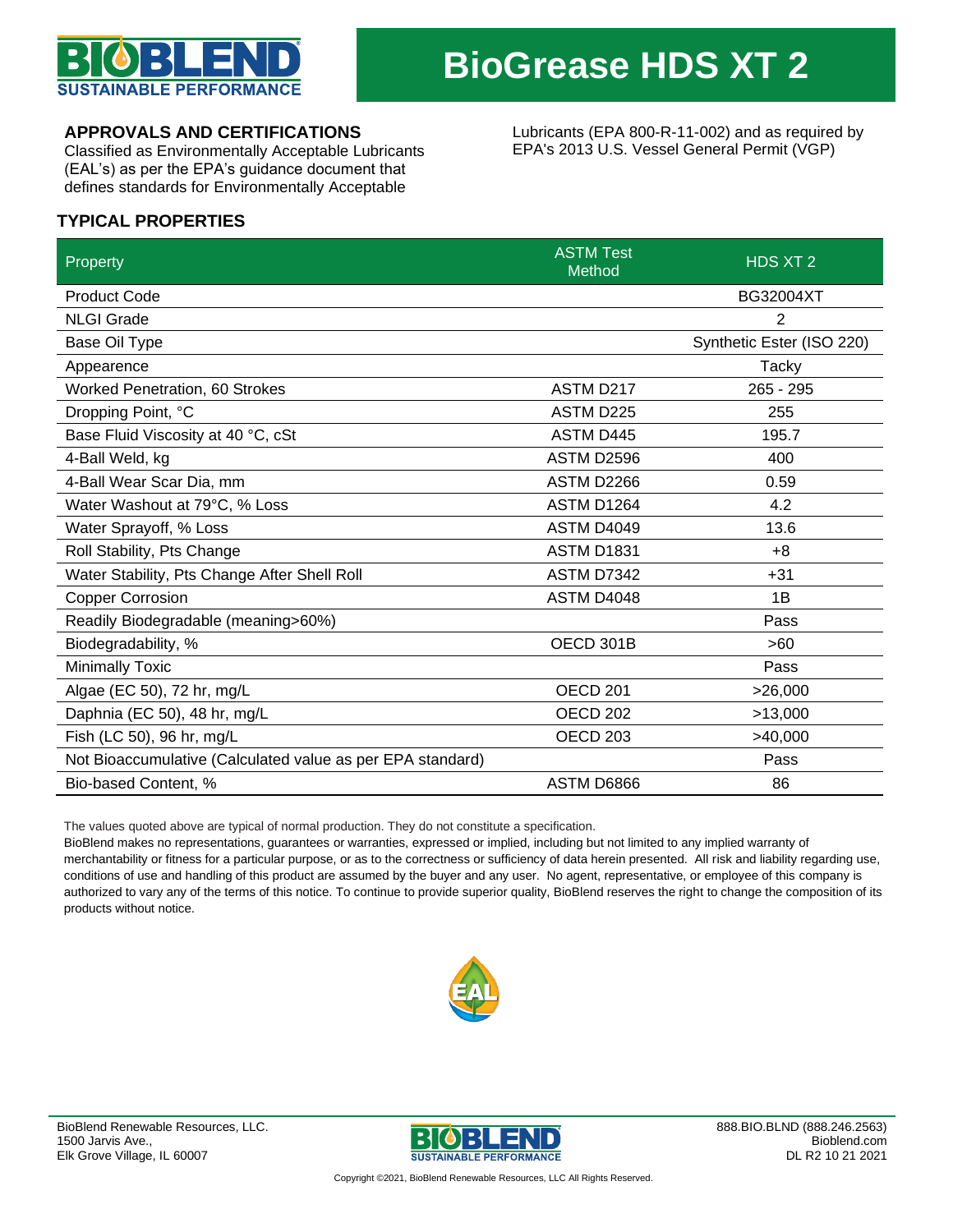# BioGrease HDS XT 2

## APPROVALS AND CERTIFICATIONS

Classified as Environmentally Acceptable Lubricants (EAL's) as per the EPA's guidance document that defines standards for Environmentally Acceptable Lubricants (EPA 800-R-11-002) and as required by EPA's 2013 U.S. Vessel General Permit (VGP)

## TYPICAL PROPERTIES

| Property | ASTM Test Method | HDS XT 2 |
|---|---|---|
| Product Code | | BG32004XT |
| NLGI Grade | | 2 |
| Base Oil Type | | Synthetic Ester (ISO 220) |
| Appearence | | Tacky |
| Worked Penetration, 60 Strokes | ASTM D217 | 265 - 295 |
| Dropping Point, °C | ASTM D225 | 255 |
| Base Fluid Viscosity at 40 °C, cSt | ASTM D445 | 195.7 |
| 4-Ball Weld, kg | ASTM D2596 | 400 |
| 4-Ball Wear Scar Dia, mm | ASTM D2266 | 0.59 |
| Water Washout at 79°C, % Loss | ASTM D1264 | 4.2 |
| Water Sprayoff, % Loss | ASTM D4049 | 13.6 |
| Roll Stability, Pts Change | ASTM D1831 | +8 |
| Water Stability, Pts Change After Shell Roll | ASTM D7342 | +31 |
| Copper Corrosion | ASTM D4048 | 1B |
| Readily Biodegradable (meaning>60%) | | Pass |
| Biodegradability, % | OECD 301B | >60 |
| Minimally Toxic | | Pass |
| Algae (EC 50), 72 hr, mg/L | OECD 201 | >26,000 |
| Daphnia (EC 50), 48 hr, mg/L | OECD 202 | >13,000 |
| Fish (LC 50), 96 hr, mg/L | OECD 203 | >40,000 |
| Not Bioaccumulative (Calculated value as per EPA standard) | | Pass |
| Bio-based Content, % | ASTM D6866 | 86 |

The values quoted above are typical of normal production. They do not constitute a specification.

BioBlend makes no representations, guarantees or warranties, expressed or implied, including but not limited to any implied warranty of merchantability or fitness for a particular purpose, or as to the correctness or sufficiency of data herein presented. All risk and liability regarding use, conditions of use and handling of this product are assumed by the buyer and any user. No agent, representative, or employee of this company is authorized to vary any of the terms of this notice. To continue to provide superior quality, BioBlend reserves the right to change the composition of its products without notice.

BioBlend Renewable Resources, LLC.
1500 Jarvis Ave.,
Elk Grove Village, IL 60007

888.BIO.BLND (888.246.2563)
Bioblend.com
DL R2 10 21 2021

Copyright ©2021, BioBlend Renewable Resources, LLC All Rights Reserved.